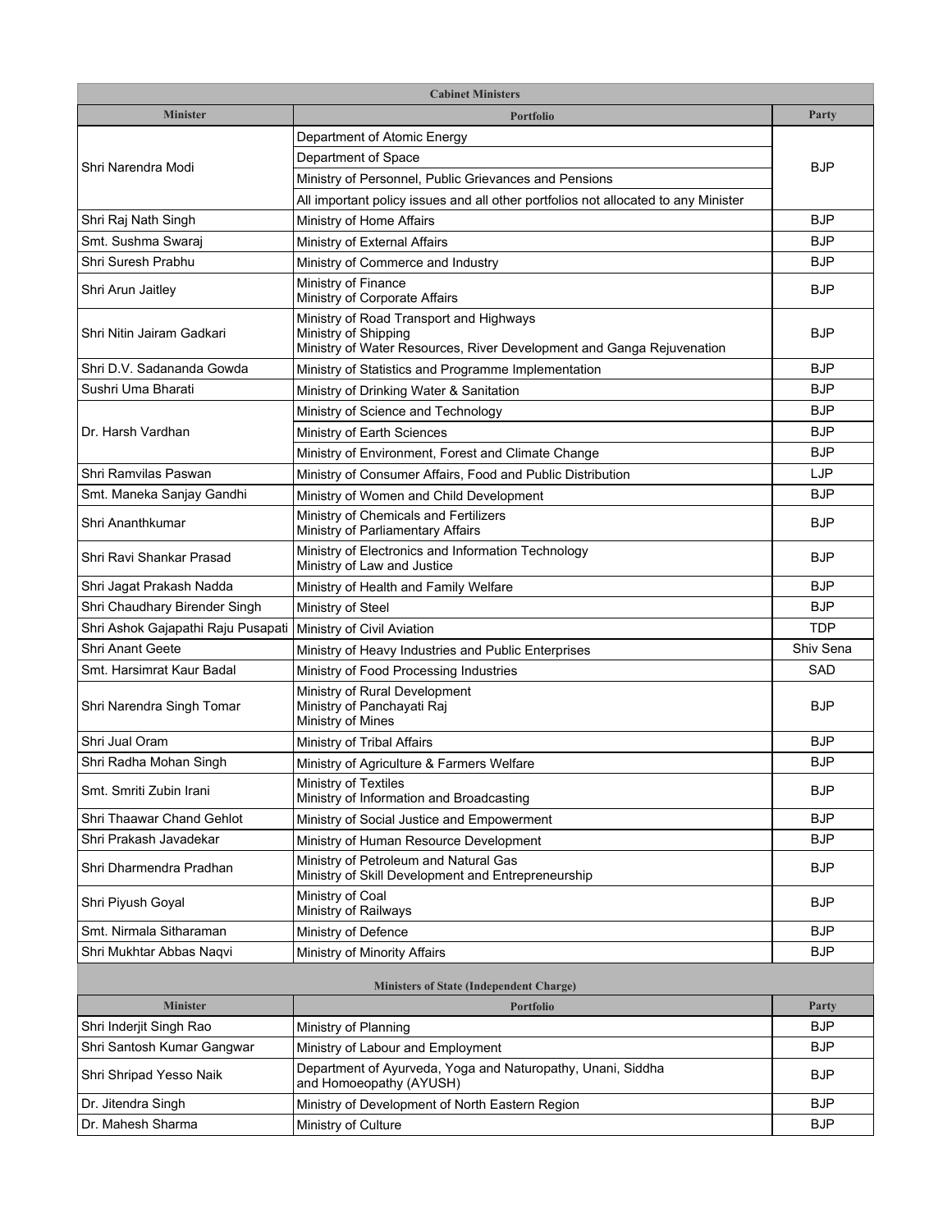**Cabinet Ministers**

| Minister | Portfolio | Party |
|---|---|---|
| Shri Narendra Modi | Department of Atomic Energy<br>Department of Space<br>Ministry of Personnel, Public Grievances and Pensions<br>All important policy issues and all other portfolios not allocated to any Minister | BJP |
| Shri Raj Nath Singh | Ministry of Home Affairs | BJP |
| Smt. Sushma Swaraj | Ministry of External Affairs | BJP |
| Shri Suresh Prabhu | Ministry of Commerce and Industry | BJP |
| Shri Arun Jaitley | Ministry of Finance<br>Ministry of Corporate Affairs | BJP |
| Shri Nitin Jairam Gadkari | Ministry of Road Transport and Highways<br>Ministry of Shipping<br>Ministry of Water Resources, River Development and Ganga Rejuvenation | BJP |
| Shri D.V. Sadananda Gowda | Ministry of Statistics and Programme Implementation | BJP |
| Sushri Uma Bharati | Ministry of Drinking Water & Sanitation | BJP |
| Dr. Harsh Vardhan | Ministry of Science and Technology | BJP |
| | Ministry of Earth Sciences | BJP |
| | Ministry of Environment, Forest and Climate Change | BJP |
| Shri Ramvilas Paswan | Ministry of Consumer Affairs, Food and Public Distribution | LJP |
| Smt. Maneka Sanjay Gandhi | Ministry of Women and Child Development | BJP |
| Shri Ananthkumar | Ministry of Chemicals and Fertilizers<br>Ministry of Parliamentary Affairs | BJP |
| Shri Ravi Shankar Prasad | Ministry of Electronics and Information Technology<br>Ministry of Law and Justice | BJP |
| Shri Jagat Prakash Nadda | Ministry of Health and Family Welfare | BJP |
| Shri Chaudhary Birender Singh | Ministry of Steel | BJP |
| Shri Ashok Gajapathi Raju Pusapati | Ministry of Civil Aviation | TDP |
| Shri Anant Geete | Ministry of Heavy Industries and Public Enterprises | Shiv Sena |
| Smt. Harsimrat Kaur Badal | Ministry of Food Processing Industries | SAD |
| Shri Narendra Singh Tomar | Ministry of Rural Development<br>Ministry of Panchayati Raj<br>Ministry of Mines | BJP |
| Shri Jual Oram | Ministry of Tribal Affairs | BJP |
| Shri Radha Mohan Singh | Ministry of Agriculture & Farmers Welfare | BJP |
| Smt. Smriti Zubin Irani | Ministry of Textiles<br>Ministry of Information and Broadcasting | BJP |
| Shri Thaawar Chand Gehlot | Ministry of Social Justice and Empowerment | BJP |
| Shri Prakash Javadekar | Ministry of Human Resource Development | BJP |
| Shri Dharmendra Pradhan | Ministry of Petroleum and Natural Gas<br>Ministry of Skill Development and Entrepreneurship | BJP |
| Shri Piyush Goyal | Ministry of Coal<br>Ministry of Railways | BJP |
| Smt. Nirmala Sitharaman | Ministry of Defence | BJP |
| Shri Mukhtar Abbas Naqvi | Ministry of Minority Affairs | BJP |

**Ministers of State (Independent Charge)**

| Minister | Portfolio | Party |
|---|---|---|
| Shri Inderjit Singh Rao | Ministry of Planning | BJP |
| Shri Santosh Kumar Gangwar | Ministry of Labour and Employment | BJP |
| Shri Shripad Yesso Naik | Department of Ayurveda, Yoga and Naturopathy, Unani, Siddha and Homoeopathy (AYUSH) | BJP |
| Dr. Jitendra Singh | Ministry of Development of North Eastern Region | BJP |
| Dr. Mahesh Sharma | Ministry of Culture | BJP |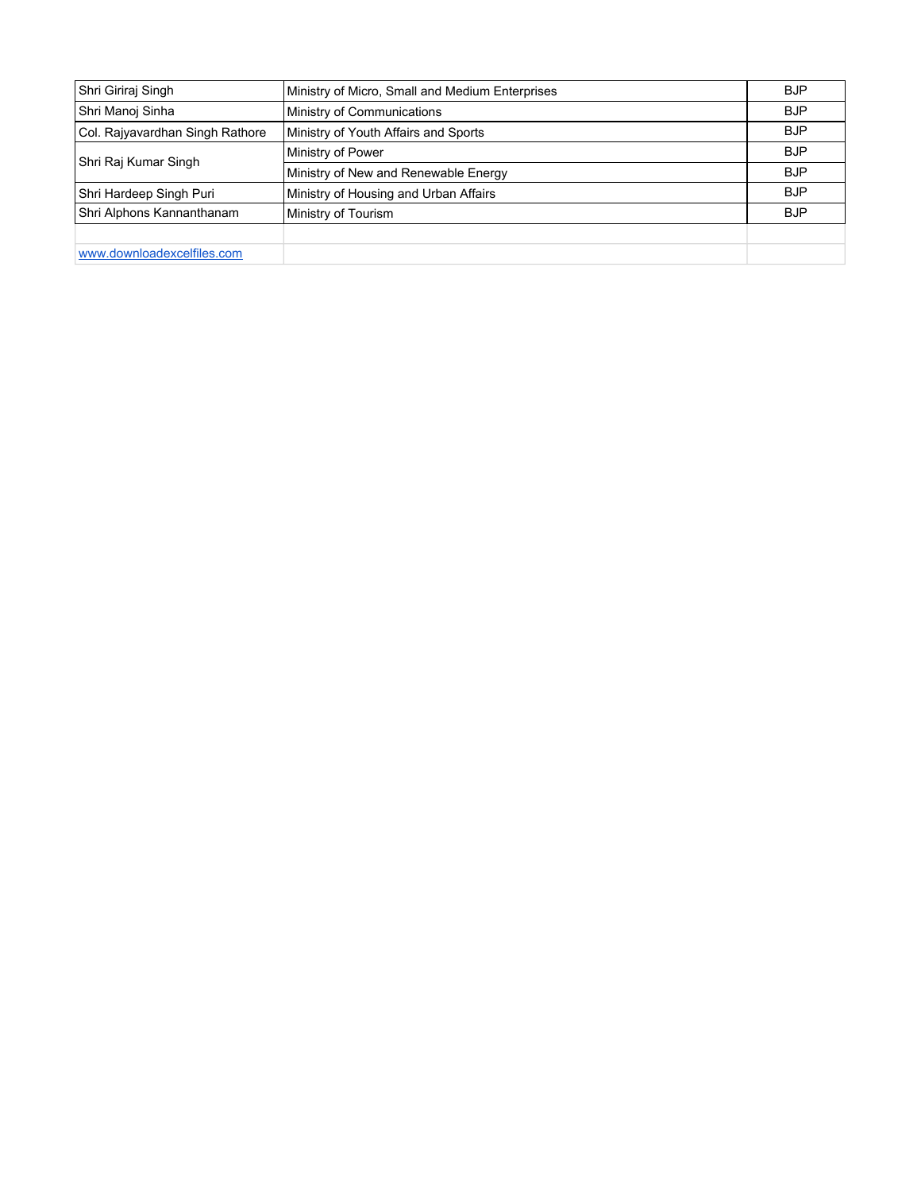| | | |
|---|---|---|
| Shri Giriraj Singh | Ministry of Micro, Small and Medium Enterprises | BJP |
| Shri Manoj Sinha | Ministry of Communications | BJP |
| Col. Rajyavardhan Singh Rathore | Ministry of Youth Affairs and Sports | BJP |
| Shri Raj Kumar Singh | Ministry of Power | BJP |
| | Ministry of New and Renewable Energy | BJP |
| Shri Hardeep Singh Puri | Ministry of Housing and Urban Affairs | BJP |
| Shri Alphons Kannanthanam | Ministry of Tourism | BJP |
| | | |
| www.downloadexcelfiles.com | | |